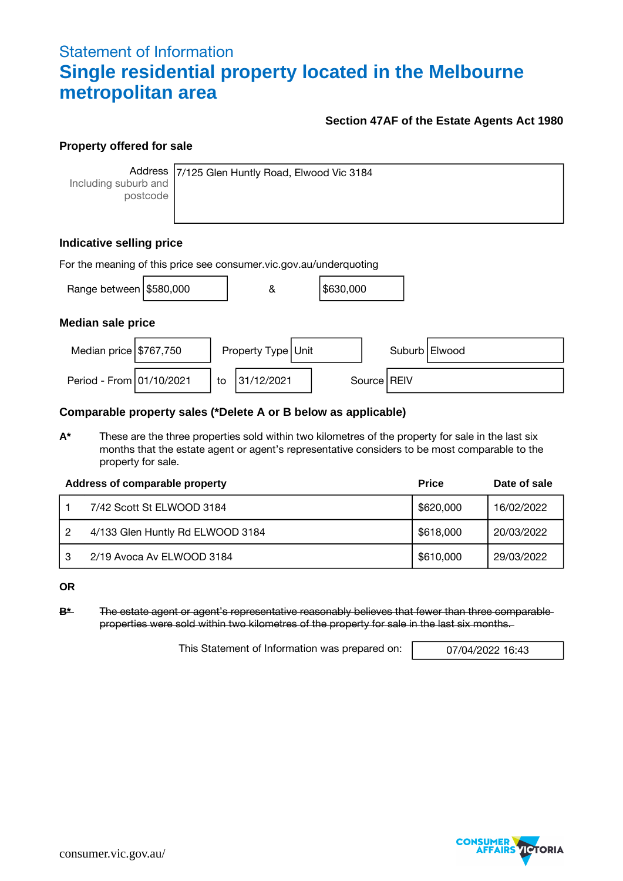# Statement of Information

# Single residential property located in the Melbourne metropolitan area

**Section 47AF of the Estate Agents Act 1980**

## Property offered for sale

| Address Including suburb and postcode | 7/125 Glen Huntly Road, Elwood Vic 3184 |
|---|---|

## Indicative selling price

For the meaning of this price see consumer.vic.gov.au/underquoting

| Range between | $580,000 | & | $630,000 |
|---|---|---|---|

## Median sale price

| Median price | $767,750 | Property Type | Unit | Suburb | Elwood |
|---|---|---|---|---|---|
| Period - From | 01/10/2021 | to | 31/12/2021 | Source | REIV |

## Comparable property sales (*Delete A or B below as applicable)

**A*** These are the three properties sold within two kilometres of the property for sale in the last six months that the estate agent or agent's representative considers to be most comparable to the property for sale.

| | Address of comparable property | Price | Date of sale |
|---|---|---|---|
| 1 | 7/42 Scott St ELWOOD 3184 | $620,000 | 16/02/2022 |
| 2 | 4/133 Glen Huntly Rd ELWOOD 3184 | $618,000 | 20/03/2022 |
| 3 | 2/19 Avoca Av ELWOOD 3184 | $610,000 | 29/03/2022 |

**OR**

~~**B*** The estate agent or agent's representative reasonably believes that fewer than three comparable properties were sold within two kilometres of the property for sale in the last six months.~~

| This Statement of Information was prepared on: | 07/04/2022 16:43 |
|---|---|

consumer.vic.gov.au/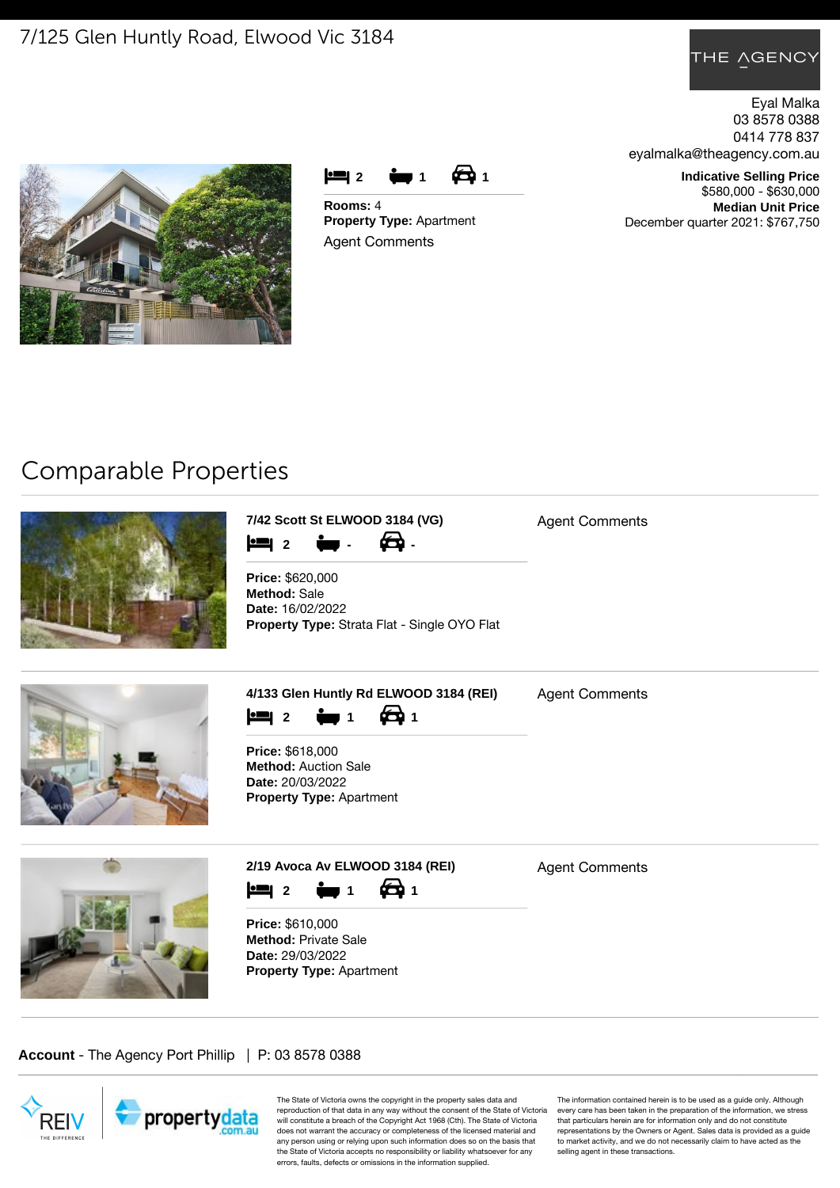# 7/125 Glen Huntly Road, Elwood Vic 3184

THE AGENCY

Eyal Malka
03 8578 0388
0414 778 837
eyalmalka@theagency.com.au

**Indicative Selling Price**
$580,000 - $630,000

**Median Unit Price**
December quarter 2021: $767,750

2 | 1 | 1

**Rooms:** 4
**Property Type:** Apartment
Agent Comments

## Comparable Properties

**7/42 Scott St ELWOOD 3184 (VG)**

2 | - | -

**Price:** $620,000
**Method:** Sale
**Date:** 16/02/2022
**Property Type:** Strata Flat - Single OYO Flat

Agent Comments

**4/133 Glen Huntly Rd ELWOOD 3184 (REI)**

2 | 1 | 1

**Price:** $618,000
**Method:** Auction Sale
**Date:** 20/03/2022
**Property Type:** Apartment

Agent Comments

**2/19 Avoca Av ELWOOD 3184 (REI)**

2 | 1 | 1

**Price:** $610,000
**Method:** Private Sale
**Date:** 29/03/2022
**Property Type:** Apartment

Agent Comments

**Account** - The Agency Port Phillip | P: 03 8578 0388

REIV THE DIFFERENCE | propertydata.com.au

The State of Victoria owns the copyright in the property sales data and reproduction of that data in any way without the consent of the State of Victoria will constitute a breach of the Copyright Act 1968 (Cth). The State of Victoria does not warrant the accuracy or completeness of the licensed material and any person using or relying upon such information does so on the basis that the State of Victoria accepts no responsibility or liability whatsoever for any errors, faults, defects or omissions in the information supplied.

The information contained herein is to be used as a guide only. Although every care has been taken in the preparation of the information, we stress that particulars herein are for information only and do not constitute representations by the Owners or Agent. Sales data is provided as a guide to market activity, and we do not necessarily claim to have acted as the selling agent in these transactions.